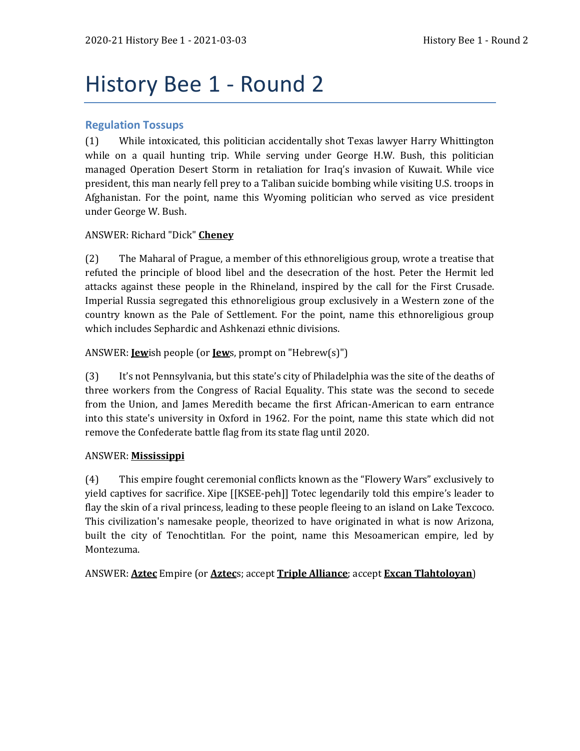# History Bee 1 - Round 2

## Regulation Tossups

(1) While intoxicated, this politician accidentally shot Texas lawyer Harry Whittington while on a quail hunting trip. While serving under George H.W. Bush, this politician managed Operation Desert Storm in retaliation for Iraq's invasion of Kuwait. While vice president, this man nearly fell prey to a Taliban suicide bombing while visiting U.S. troops in Afghanistan. For the point, name this Wyoming politician who served as vice president under George W. Bush.

ANSWER: Richard "Dick" **Cheney**

(2) The Maharal of Prague, a member of this ethnoreligious group, wrote a treatise that refuted the principle of blood libel and the desecration of the host. Peter the Hermit led attacks against these people in the Rhineland, inspired by the call for the First Crusade. Imperial Russia segregated this ethnoreligious group exclusively in a Western zone of the country known as the Pale of Settlement. For the point, name this ethnoreligious group which includes Sephardic and Ashkenazi ethnic divisions.

ANSWER: **Jew**ish people (or **Jew**s, prompt on "Hebrew(s)")

(3) It's not Pennsylvania, but this state's city of Philadelphia was the site of the deaths of three workers from the Congress of Racial Equality. This state was the second to secede from the Union, and James Meredith became the first African-American to earn entrance into this state's university in Oxford in 1962. For the point, name this state which did not remove the Confederate battle flag from its state flag until 2020.

ANSWER: **Mississippi**

(4) This empire fought ceremonial conflicts known as the "Flowery Wars" exclusively to yield captives for sacrifice. Xipe [[KSEE-peh]] Totec legendarily told this empire's leader to flay the skin of a rival princess, leading to these people fleeing to an island on Lake Texcoco. This civilization's namesake people, theorized to have originated in what is now Arizona, built the city of Tenochtitlan. For the point, name this Mesoamerican empire, led by Montezuma.

ANSWER: **Aztec** Empire (or **Aztec**s; accept **Triple Alliance**; accept **Excan Tlahtoloyan**)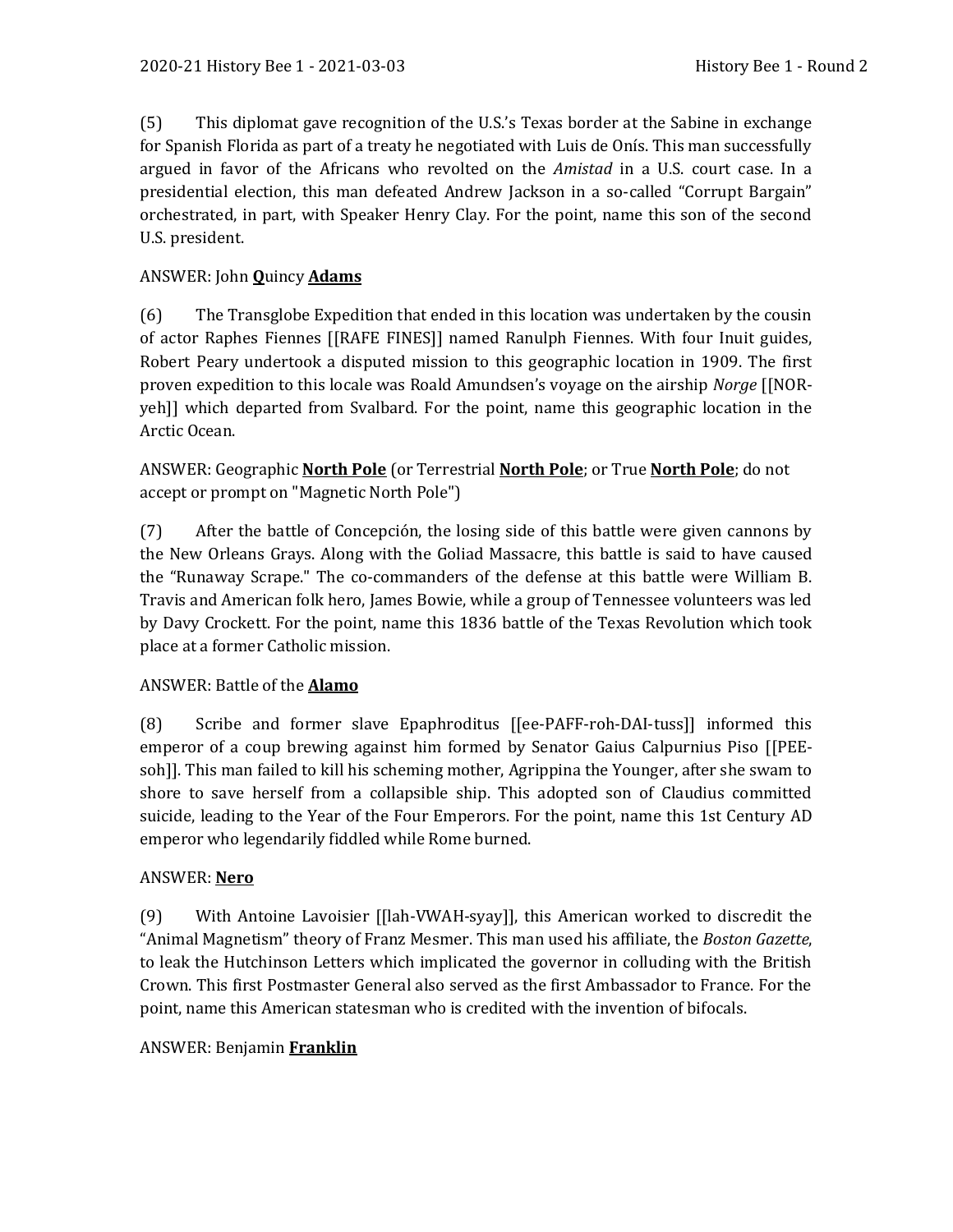(5) This diplomat gave recognition of the U.S.'s Texas border at the Sabine in exchange for Spanish Florida as part of a treaty he negotiated with Luis de Onís. This man successfully argued in favor of the Africans who revolted on the *Amistad* in a U.S. court case. In a presidential election, this man defeated Andrew Jackson in a so-called "Corrupt Bargain" orchestrated, in part, with Speaker Henry Clay. For the point, name this son of the second U.S. president.

ANSWER: John **Q**uincy **Adams**

(6) The Transglobe Expedition that ended in this location was undertaken by the cousin of actor Raphes Fiennes [[RAFE FINES]] named Ranulph Fiennes. With four Inuit guides, Robert Peary undertook a disputed mission to this geographic location in 1909. The first proven expedition to this locale was Roald Amundsen's voyage on the airship *Norge* [[NOR-yeh]] which departed from Svalbard. For the point, name this geographic location in the Arctic Ocean.

ANSWER: Geographic **North Pole** (or Terrestrial **North Pole**; or True **North Pole**; do not accept or prompt on "Magnetic North Pole")

(7) After the battle of Concepción, the losing side of this battle were given cannons by the New Orleans Grays. Along with the Goliad Massacre, this battle is said to have caused the "Runaway Scrape." The co-commanders of the defense at this battle were William B. Travis and American folk hero, James Bowie, while a group of Tennessee volunteers was led by Davy Crockett. For the point, name this 1836 battle of the Texas Revolution which took place at a former Catholic mission.

ANSWER: Battle of the **Alamo**

(8) Scribe and former slave Epaphroditus [[ee-PAFF-roh-DAI-tuss]] informed this emperor of a coup brewing against him formed by Senator Gaius Calpurnius Piso [[PEE-soh]]. This man failed to kill his scheming mother, Agrippina the Younger, after she swam to shore to save herself from a collapsible ship. This adopted son of Claudius committed suicide, leading to the Year of the Four Emperors. For the point, name this 1st Century AD emperor who legendarily fiddled while Rome burned.

ANSWER: **Nero**

(9) With Antoine Lavoisier [[lah-VWAH-syay]], this American worked to discredit the "Animal Magnetism" theory of Franz Mesmer. This man used his affiliate, the *Boston Gazette*, to leak the Hutchinson Letters which implicated the governor in colluding with the British Crown. This first Postmaster General also served as the first Ambassador to France. For the point, name this American statesman who is credited with the invention of bifocals.

ANSWER: Benjamin **Franklin**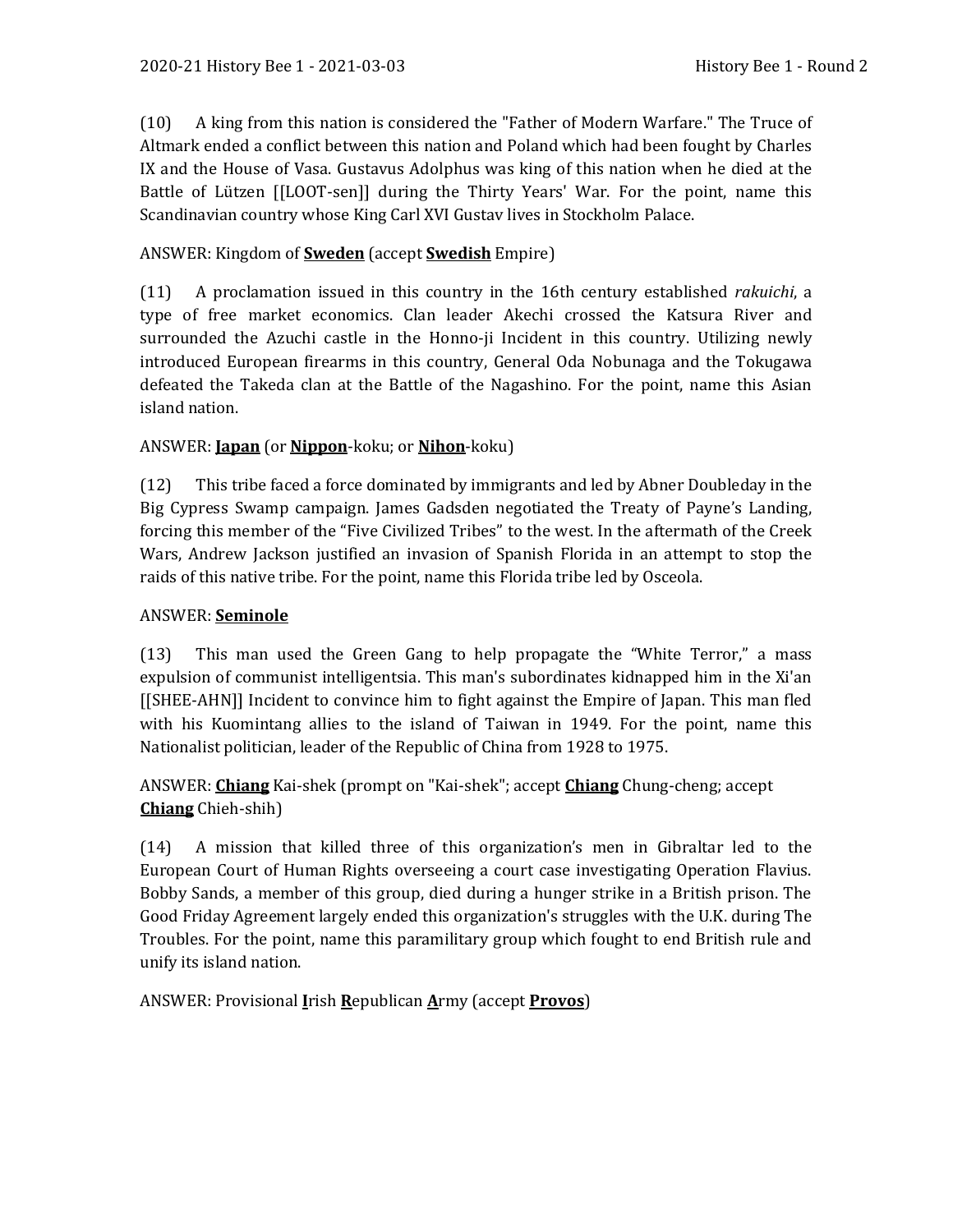(10) A king from this nation is considered the "Father of Modern Warfare." The Truce of Altmark ended a conflict between this nation and Poland which had been fought by Charles IX and the House of Vasa. Gustavus Adolphus was king of this nation when he died at the Battle of Lützen [[LOOT-sen]] during the Thirty Years' War. For the point, name this Scandinavian country whose King Carl XVI Gustav lives in Stockholm Palace.

ANSWER: Kingdom of **Sweden** (accept **Swedish** Empire)

(11) A proclamation issued in this country in the 16th century established *rakuichi*, a type of free market economics. Clan leader Akechi crossed the Katsura River and surrounded the Azuchi castle in the Honno-ji Incident in this country. Utilizing newly introduced European firearms in this country, General Oda Nobunaga and the Tokugawa defeated the Takeda clan at the Battle of the Nagashino. For the point, name this Asian island nation.

ANSWER: **Japan** (or **Nippon**-koku; or **Nihon**-koku)

(12) This tribe faced a force dominated by immigrants and led by Abner Doubleday in the Big Cypress Swamp campaign. James Gadsden negotiated the Treaty of Payne's Landing, forcing this member of the "Five Civilized Tribes" to the west. In the aftermath of the Creek Wars, Andrew Jackson justified an invasion of Spanish Florida in an attempt to stop the raids of this native tribe. For the point, name this Florida tribe led by Osceola.

ANSWER: **Seminole**

(13) This man used the Green Gang to help propagate the "White Terror," a mass expulsion of communist intelligentsia. This man's subordinates kidnapped him in the Xi'an [[SHEE-AHN]] Incident to convince him to fight against the Empire of Japan. This man fled with his Kuomintang allies to the island of Taiwan in 1949. For the point, name this Nationalist politician, leader of the Republic of China from 1928 to 1975.

ANSWER: **Chiang** Kai-shek (prompt on "Kai-shek"; accept **Chiang** Chung-cheng; accept **Chiang** Chieh-shih)

(14) A mission that killed three of this organization's men in Gibraltar led to the European Court of Human Rights overseeing a court case investigating Operation Flavius. Bobby Sands, a member of this group, died during a hunger strike in a British prison. The Good Friday Agreement largely ended this organization's struggles with the U.K. during The Troubles. For the point, name this paramilitary group which fought to end British rule and unify its island nation.

ANSWER: Provisional **I**rish **R**epublican **A**rmy (accept **Provos**)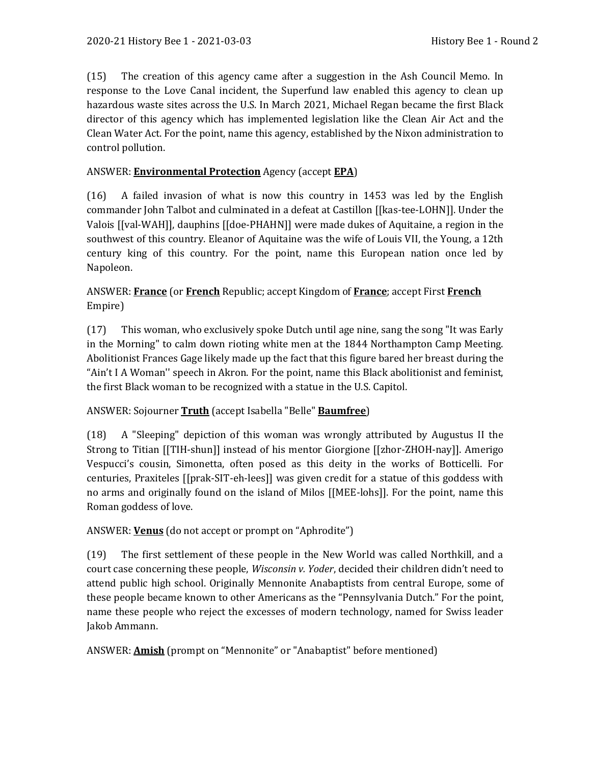(15) The creation of this agency came after a suggestion in the Ash Council Memo. In response to the Love Canal incident, the Superfund law enabled this agency to clean up hazardous waste sites across the U.S. In March 2021, Michael Regan became the first Black director of this agency which has implemented legislation like the Clean Air Act and the Clean Water Act. For the point, name this agency, established by the Nixon administration to control pollution.

ANSWER: **<u>Environmental Protection</u>** Agency (accept **<u>EPA</u>**)

(16) A failed invasion of what is now this country in 1453 was led by the English commander John Talbot and culminated in a defeat at Castillon [[kas-tee-LOHN]]. Under the Valois [[val-WAH]], dauphins [[doe-PHAHN]] were made dukes of Aquitaine, a region in the southwest of this country. Eleanor of Aquitaine was the wife of Louis VII, the Young, a 12th century king of this country. For the point, name this European nation once led by Napoleon.

ANSWER: **<u>France</u>** (or **<u>French</u>** Republic; accept Kingdom of **<u>France</u>**; accept First **<u>French</u>** Empire)

(17) This woman, who exclusively spoke Dutch until age nine, sang the song "It was Early in the Morning" to calm down rioting white men at the 1844 Northampton Camp Meeting. Abolitionist Frances Gage likely made up the fact that this figure bared her breast during the "Ain't I A Woman'' speech in Akron. For the point, name this Black abolitionist and feminist, the first Black woman to be recognized with a statue in the U.S. Capitol.

ANSWER: Sojourner **<u>Truth</u>** (accept Isabella "Belle" **<u>Baumfree</u>**)

(18) A "Sleeping" depiction of this woman was wrongly attributed by Augustus II the Strong to Titian [[TIH-shun]] instead of his mentor Giorgione [[zhor-ZHOH-nay]]. Amerigo Vespucci's cousin, Simonetta, often posed as this deity in the works of Botticelli. For centuries, Praxiteles [[prak-SIT-eh-lees]] was given credit for a statue of this goddess with no arms and originally found on the island of Milos [[MEE-lohs]]. For the point, name this Roman goddess of love.

ANSWER: **<u>Venus</u>** (do not accept or prompt on "Aphrodite")

(19) The first settlement of these people in the New World was called Northkill, and a court case concerning these people, *Wisconsin v. Yoder*, decided their children didn't need to attend public high school. Originally Mennonite Anabaptists from central Europe, some of these people became known to other Americans as the "Pennsylvania Dutch." For the point, name these people who reject the excesses of modern technology, named for Swiss leader Jakob Ammann.

ANSWER: **<u>Amish</u>** (prompt on "Mennonite" or "Anabaptist" before mentioned)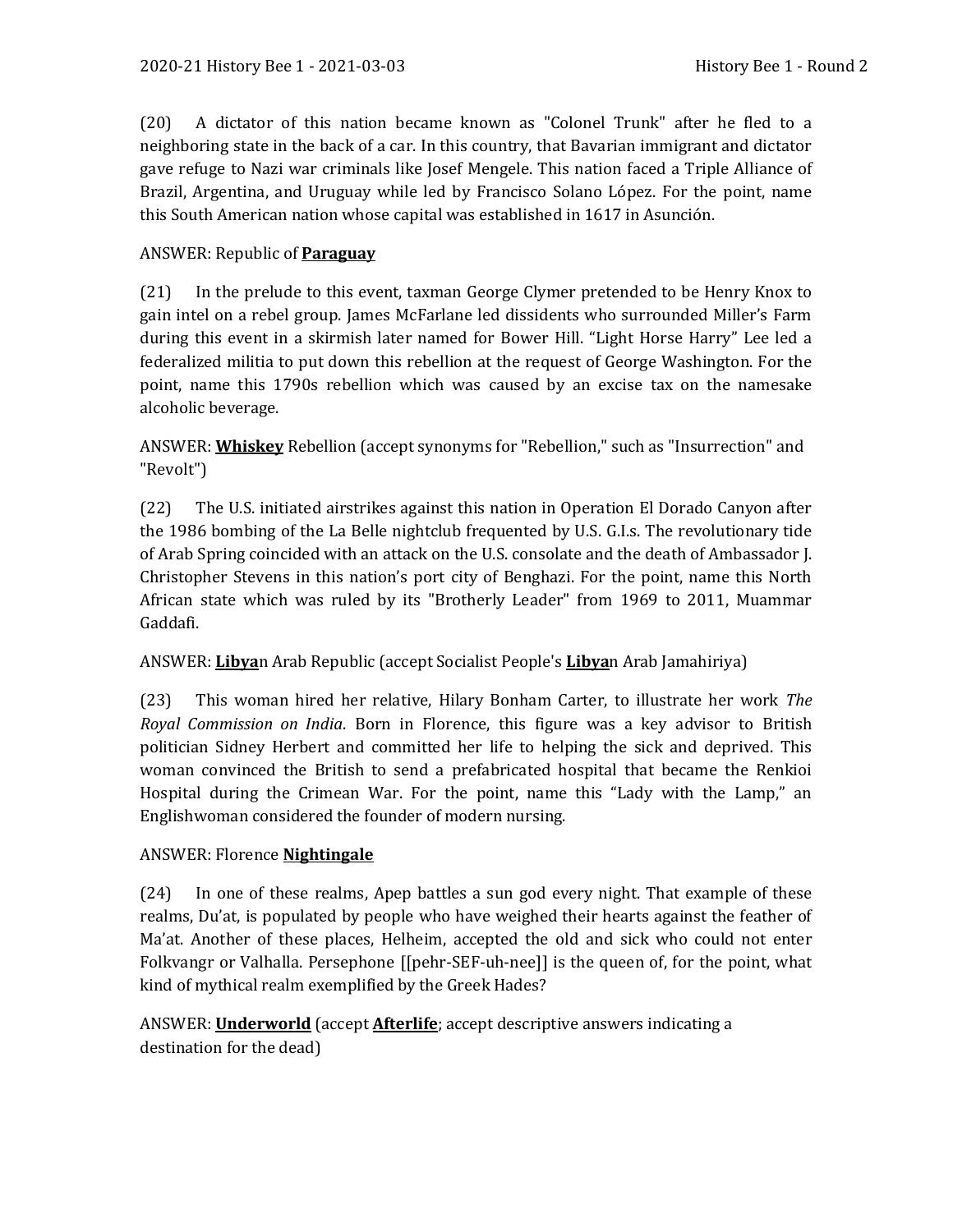(20) A dictator of this nation became known as "Colonel Trunk" after he fled to a neighboring state in the back of a car. In this country, that Bavarian immigrant and dictator gave refuge to Nazi war criminals like Josef Mengele. This nation faced a Triple Alliance of Brazil, Argentina, and Uruguay while led by Francisco Solano López. For the point, name this South American nation whose capital was established in 1617 in Asunción.

ANSWER: Republic of **Paraguay**

(21) In the prelude to this event, taxman George Clymer pretended to be Henry Knox to gain intel on a rebel group. James McFarlane led dissidents who surrounded Miller's Farm during this event in a skirmish later named for Bower Hill. "Light Horse Harry" Lee led a federalized militia to put down this rebellion at the request of George Washington. For the point, name this 1790s rebellion which was caused by an excise tax on the namesake alcoholic beverage.

ANSWER: **Whiskey** Rebellion (accept synonyms for "Rebellion," such as "Insurrection" and "Revolt")

(22) The U.S. initiated airstrikes against this nation in Operation El Dorado Canyon after the 1986 bombing of the La Belle nightclub frequented by U.S. G.I.s. The revolutionary tide of Arab Spring coincided with an attack on the U.S. consolate and the death of Ambassador J. Christopher Stevens in this nation's port city of Benghazi. For the point, name this North African state which was ruled by its "Brotherly Leader" from 1969 to 2011, Muammar Gaddafi.

ANSWER: **Libya**n Arab Republic (accept Socialist People's **Libya**n Arab Jamahiriya)

(23) This woman hired her relative, Hilary Bonham Carter, to illustrate her work *The Royal Commission on India*. Born in Florence, this figure was a key advisor to British politician Sidney Herbert and committed her life to helping the sick and deprived. This woman convinced the British to send a prefabricated hospital that became the Renkioi Hospital during the Crimean War. For the point, name this "Lady with the Lamp," an Englishwoman considered the founder of modern nursing.

ANSWER: Florence **Nightingale**

(24) In one of these realms, Apep battles a sun god every night. That example of these realms, Du'at, is populated by people who have weighed their hearts against the feather of Ma'at. Another of these places, Helheim, accepted the old and sick who could not enter Folkvangr or Valhalla. Persephone [[pehr-SEF-uh-nee]] is the queen of, for the point, what kind of mythical realm exemplified by the Greek Hades?

ANSWER: **Underworld** (accept **Afterlife**; accept descriptive answers indicating a destination for the dead)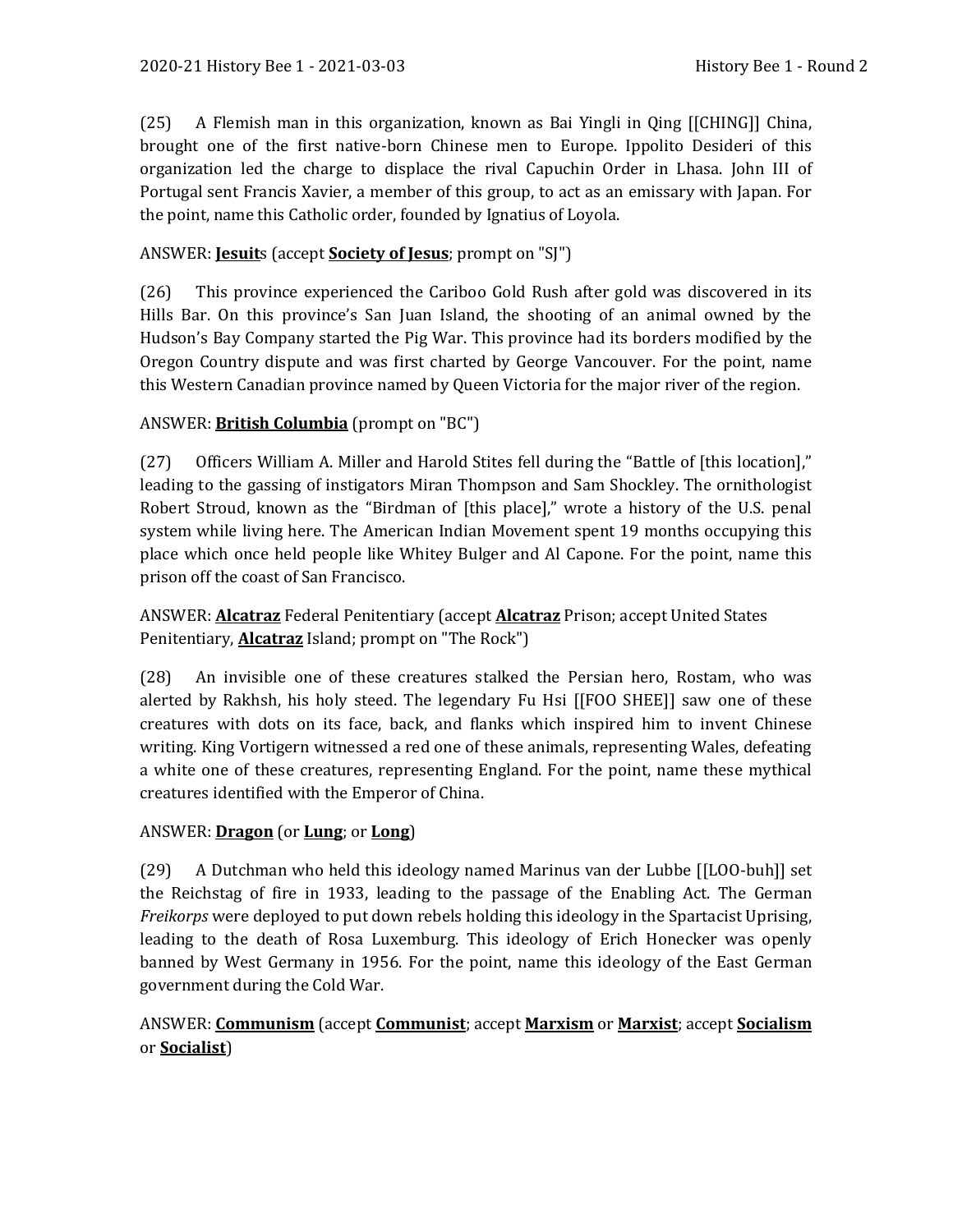(25) A Flemish man in this organization, known as Bai Yingli in Qing [[CHING]] China, brought one of the first native-born Chinese men to Europe. Ippolito Desideri of this organization led the charge to displace the rival Capuchin Order in Lhasa. John III of Portugal sent Francis Xavier, a member of this group, to act as an emissary with Japan. For the point, name this Catholic order, founded by Ignatius of Loyola.

ANSWER: **Jesuit**s (accept **Society of Jesus**; prompt on "SJ")

(26) This province experienced the Cariboo Gold Rush after gold was discovered in its Hills Bar. On this province's San Juan Island, the shooting of an animal owned by the Hudson's Bay Company started the Pig War. This province had its borders modified by the Oregon Country dispute and was first charted by George Vancouver. For the point, name this Western Canadian province named by Queen Victoria for the major river of the region.

ANSWER: **British Columbia** (prompt on "BC")

(27) Officers William A. Miller and Harold Stites fell during the "Battle of [this location]," leading to the gassing of instigators Miran Thompson and Sam Shockley. The ornithologist Robert Stroud, known as the "Birdman of [this place]," wrote a history of the U.S. penal system while living here. The American Indian Movement spent 19 months occupying this place which once held people like Whitey Bulger and Al Capone. For the point, name this prison off the coast of San Francisco.

ANSWER: **Alcatraz** Federal Penitentiary (accept **Alcatraz** Prison; accept United States Penitentiary, **Alcatraz** Island; prompt on "The Rock")

(28) An invisible one of these creatures stalked the Persian hero, Rostam, who was alerted by Rakhsh, his holy steed. The legendary Fu Hsi [[FOO SHEE]] saw one of these creatures with dots on its face, back, and flanks which inspired him to invent Chinese writing. King Vortigern witnessed a red one of these animals, representing Wales, defeating a white one of these creatures, representing England. For the point, name these mythical creatures identified with the Emperor of China.

ANSWER: **Dragon** (or **Lung**; or **Long**)

(29) A Dutchman who held this ideology named Marinus van der Lubbe [[LOO-buh]] set the Reichstag of fire in 1933, leading to the passage of the Enabling Act. The German *Freikorps* were deployed to put down rebels holding this ideology in the Spartacist Uprising, leading to the death of Rosa Luxemburg. This ideology of Erich Honecker was openly banned by West Germany in 1956. For the point, name this ideology of the East German government during the Cold War.

ANSWER: **Communism** (accept **Communist**; accept **Marxism** or **Marxist**; accept **Socialism** or **Socialist**)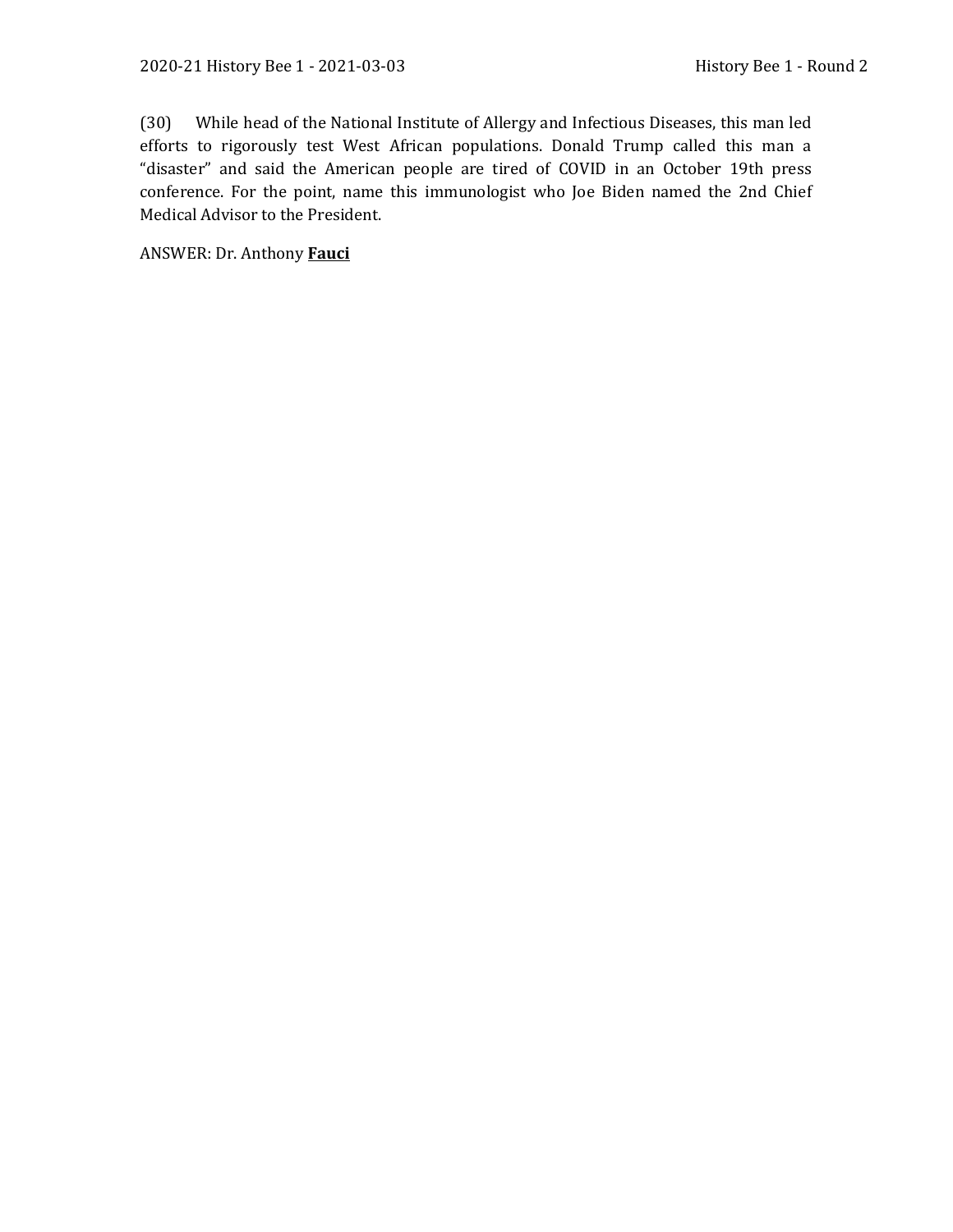(30) While head of the National Institute of Allergy and Infectious Diseases, this man led efforts to rigorously test West African populations. Donald Trump called this man a "disaster" and said the American people are tired of COVID in an October 19th press conference. For the point, name this immunologist who Joe Biden named the 2nd Chief Medical Advisor to the President.

ANSWER: Dr. Anthony **Fauci**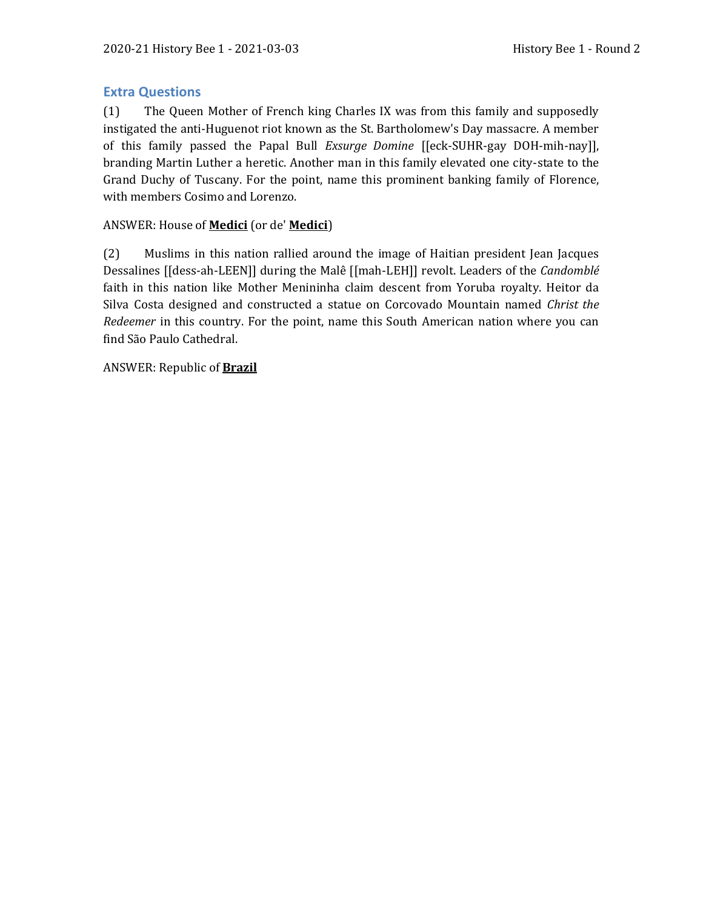## Extra Questions

(1) The Queen Mother of French king Charles IX was from this family and supposedly instigated the anti-Huguenot riot known as the St. Bartholomew's Day massacre. A member of this family passed the Papal Bull *Exsurge Domine* [[eck-SUHR-gay DOH-mih-nay]], branding Martin Luther a heretic. Another man in this family elevated one city-state to the Grand Duchy of Tuscany. For the point, name this prominent banking family of Florence, with members Cosimo and Lorenzo.

ANSWER: House of **Medici** (or de' **Medici**)

(2) Muslims in this nation rallied around the image of Haitian president Jean Jacques Dessalines [[dess-ah-LEEN]] during the Malê [[mah-LEH]] revolt. Leaders of the *Candomblé* faith in this nation like Mother Menininha claim descent from Yoruba royalty. Heitor da Silva Costa designed and constructed a statue on Corcovado Mountain named *Christ the Redeemer* in this country. For the point, name this South American nation where you can find São Paulo Cathedral.

ANSWER: Republic of **Brazil**